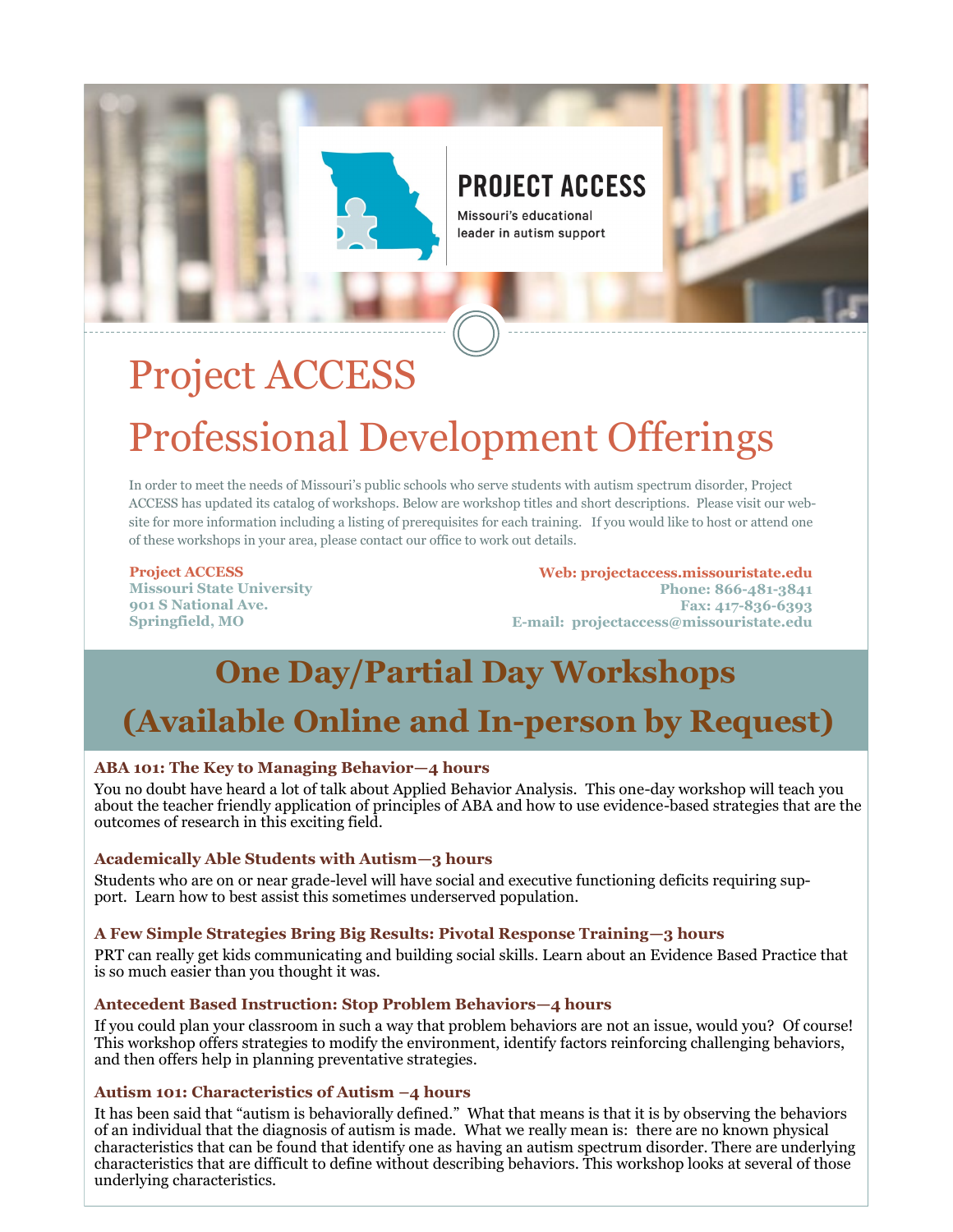PROJECT ACCESS

Missouri's educational leader in autism support

# Project ACCESS
# Professional Development Offerings

In order to meet the needs of Missouri's public schools who serve students with autism spectrum disorder, Project ACCESS has updated its catalog of workshops. Below are workshop titles and short descriptions. Please visit our website for more information including a listing of prerequisites for each training. If you would like to host or attend one of these workshops in your area, please contact our office to work out details.

**Project ACCESS**
**Missouri State University**
**901 S National Ave.**
**Springfield, MO**

**Web: projectaccess.missouristate.edu**
**Phone: 866-481-3841**
**Fax: 417-836-6393**
**E-mail: projectaccess@missouristate.edu**

## One Day/Partial Day Workshops
## (Available Online and In-person by Request)

### ABA 101: The Key to Managing Behavior—4 hours

You no doubt have heard a lot of talk about Applied Behavior Analysis. This one-day workshop will teach you about the teacher friendly application of principles of ABA and how to use evidence-based strategies that are the outcomes of research in this exciting field.

### Academically Able Students with Autism—3 hours

Students who are on or near grade-level will have social and executive functioning deficits requiring support. Learn how to best assist this sometimes underserved population.

### A Few Simple Strategies Bring Big Results: Pivotal Response Training—3 hours

PRT can really get kids communicating and building social skills. Learn about an Evidence Based Practice that is so much easier than you thought it was.

### Antecedent Based Instruction: Stop Problem Behaviors—4 hours

If you could plan your classroom in such a way that problem behaviors are not an issue, would you? Of course! This workshop offers strategies to modify the environment, identify factors reinforcing challenging behaviors, and then offers help in planning preventative strategies.

### Autism 101: Characteristics of Autism –4 hours

It has been said that "autism is behaviorally defined." What that means is that it is by observing the behaviors of an individual that the diagnosis of autism is made. What we really mean is: there are no known physical characteristics that can be found that identify one as having an autism spectrum disorder. There are underlying characteristics that are difficult to define without describing behaviors. This workshop looks at several of those underlying characteristics.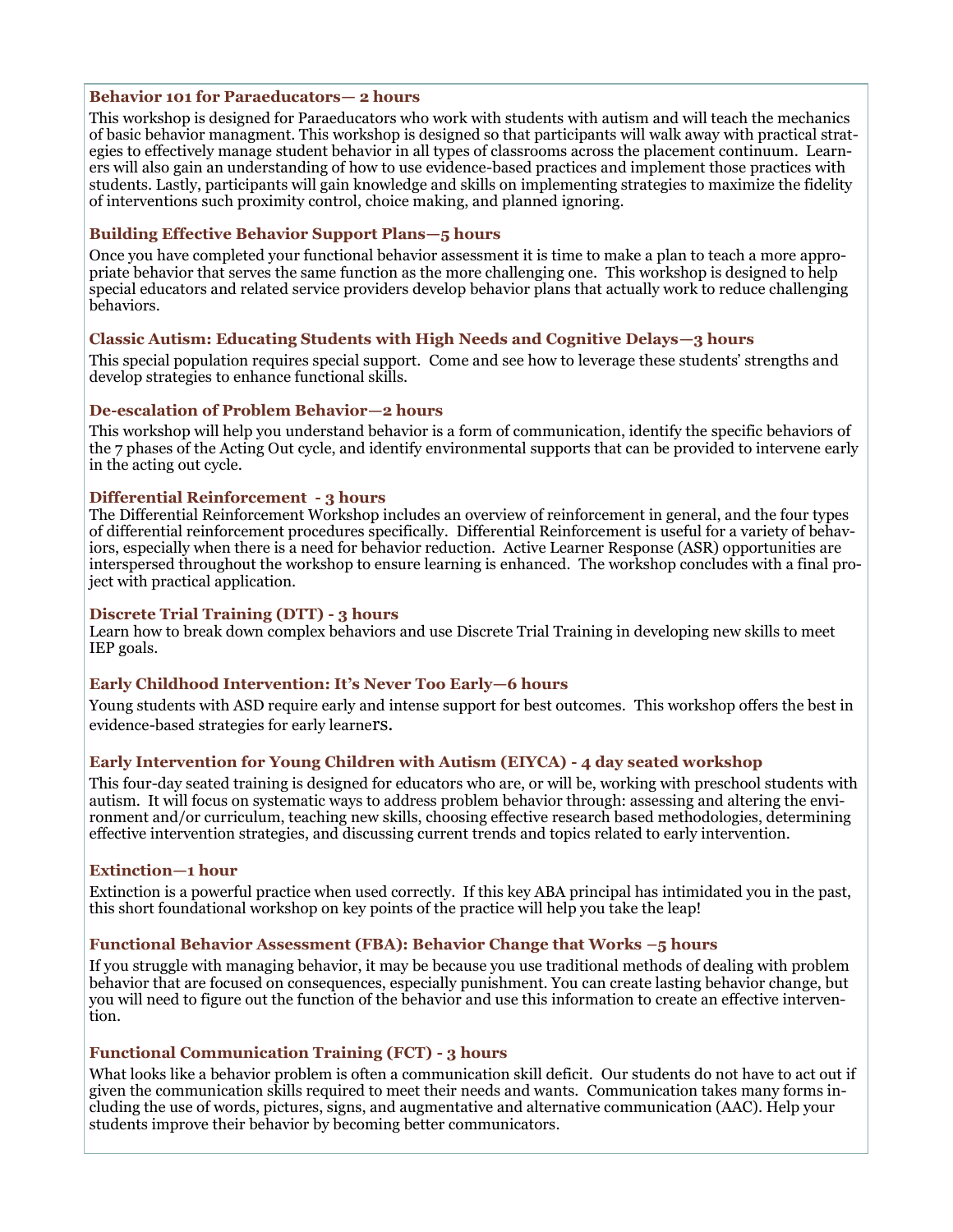### Behavior 101 for Paraeducators— 2 hours

This workshop is designed for Paraeducators who work with students with autism and will teach the mechanics of basic behavior managment. This workshop is designed so that participants will walk away with practical strategies to effectively manage student behavior in all types of classrooms across the placement continuum. Learners will also gain an understanding of how to use evidence-based practices and implement those practices with students. Lastly, participants will gain knowledge and skills on implementing strategies to maximize the fidelity of interventions such proximity control, choice making, and planned ignoring.

### Building Effective Behavior Support Plans—5 hours

Once you have completed your functional behavior assessment it is time to make a plan to teach a more appropriate behavior that serves the same function as the more challenging one. This workshop is designed to help special educators and related service providers develop behavior plans that actually work to reduce challenging behaviors.

### Classic Autism: Educating Students with High Needs and Cognitive Delays—3 hours

This special population requires special support. Come and see how to leverage these students' strengths and develop strategies to enhance functional skills.

### De-escalation of Problem Behavior—2 hours

This workshop will help you understand behavior is a form of communication, identify the specific behaviors of the 7 phases of the Acting Out cycle, and identify environmental supports that can be provided to intervene early in the acting out cycle.

### Differential Reinforcement - 3 hours

The Differential Reinforcement Workshop includes an overview of reinforcement in general, and the four types of differential reinforcement procedures specifically. Differential Reinforcement is useful for a variety of behaviors, especially when there is a need for behavior reduction. Active Learner Response (ASR) opportunities are interspersed throughout the workshop to ensure learning is enhanced. The workshop concludes with a final project with practical application.

### Discrete Trial Training (DTT) - 3 hours

Learn how to break down complex behaviors and use Discrete Trial Training in developing new skills to meet IEP goals.

### Early Childhood Intervention: It's Never Too Early—6 hours

Young students with ASD require early and intense support for best outcomes. This workshop offers the best in evidence-based strategies for early learners.

### Early Intervention for Young Children with Autism (EIYCA) - 4 day seated workshop

This four-day seated training is designed for educators who are, or will be, working with preschool students with autism. It will focus on systematic ways to address problem behavior through: assessing and altering the environment and/or curriculum, teaching new skills, choosing effective research based methodologies, determining effective intervention strategies, and discussing current trends and topics related to early intervention.

### Extinction—1 hour

Extinction is a powerful practice when used correctly. If this key ABA principal has intimidated you in the past, this short foundational workshop on key points of the practice will help you take the leap!

### Functional Behavior Assessment (FBA): Behavior Change that Works –5 hours

If you struggle with managing behavior, it may be because you use traditional methods of dealing with problem behavior that are focused on consequences, especially punishment. You can create lasting behavior change, but you will need to figure out the function of the behavior and use this information to create an effective intervention.

### Functional Communication Training (FCT) - 3 hours

What looks like a behavior problem is often a communication skill deficit. Our students do not have to act out if given the communication skills required to meet their needs and wants. Communication takes many forms including the use of words, pictures, signs, and augmentative and alternative communication (AAC). Help your students improve their behavior by becoming better communicators.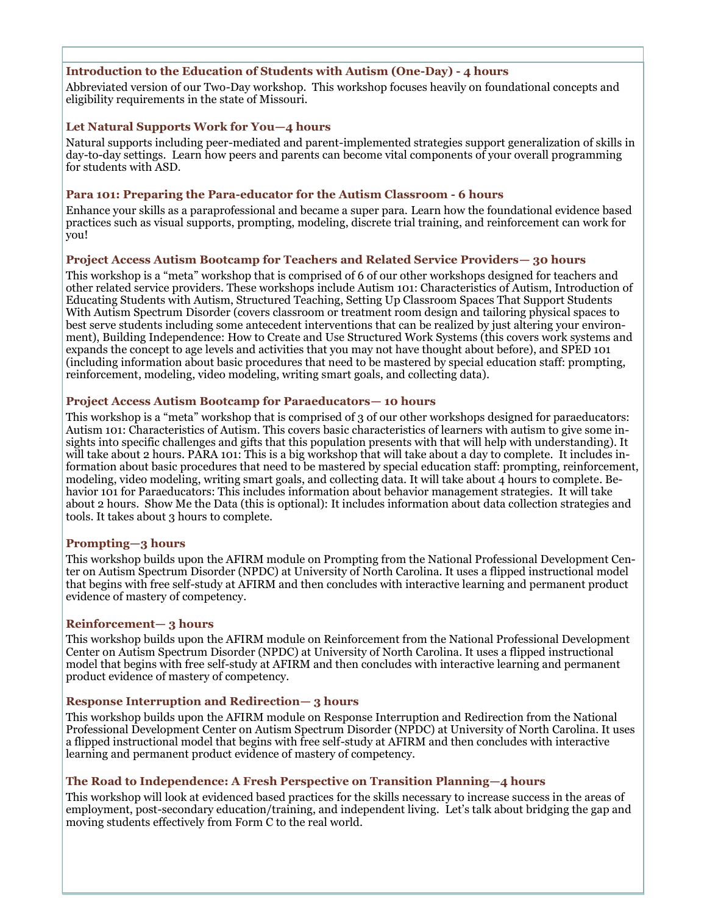### Introduction to the Education of Students with Autism (One-Day) - 4 hours

Abbreviated version of our Two-Day workshop. This workshop focuses heavily on foundational concepts and eligibility requirements in the state of Missouri.

### Let Natural Supports Work for You—4 hours

Natural supports including peer-mediated and parent-implemented strategies support generalization of skills in day-to-day settings. Learn how peers and parents can become vital components of your overall programming for students with ASD.

### Para 101: Preparing the Para-educator for the Autism Classroom - 6 hours

Enhance your skills as a paraprofessional and became a super para. Learn how the foundational evidence based practices such as visual supports, prompting, modeling, discrete trial training, and reinforcement can work for you!

### Project Access Autism Bootcamp for Teachers and Related Service Providers— 30 hours

This workshop is a "meta" workshop that is comprised of 6 of our other workshops designed for teachers and other related service providers. These workshops include Autism 101: Characteristics of Autism, Introduction of Educating Students with Autism, Structured Teaching, Setting Up Classroom Spaces That Support Students With Autism Spectrum Disorder (covers classroom or treatment room design and tailoring physical spaces to best serve students including some antecedent interventions that can be realized by just altering your environment), Building Independence: How to Create and Use Structured Work Systems (this covers work systems and expands the concept to age levels and activities that you may not have thought about before), and SPED 101 (including information about basic procedures that need to be mastered by special education staff: prompting, reinforcement, modeling, video modeling, writing smart goals, and collecting data).

### Project Access Autism Bootcamp for Paraeducators— 10 hours

This workshop is a "meta" workshop that is comprised of 3 of our other workshops designed for paraeducators: Autism 101: Characteristics of Autism. This covers basic characteristics of learners with autism to give some insights into specific challenges and gifts that this population presents with that will help with understanding). It will take about 2 hours. PARA 101: This is a big workshop that will take about a day to complete. It includes information about basic procedures that need to be mastered by special education staff: prompting, reinforcement, modeling, video modeling, writing smart goals, and collecting data. It will take about 4 hours to complete. Behavior 101 for Paraeducators: This includes information about behavior management strategies. It will take about 2 hours. Show Me the Data (this is optional): It includes information about data collection strategies and tools. It takes about 3 hours to complete.

### Prompting—3 hours

This workshop builds upon the AFIRM module on Prompting from the National Professional Development Center on Autism Spectrum Disorder (NPDC) at University of North Carolina. It uses a flipped instructional model that begins with free self-study at AFIRM and then concludes with interactive learning and permanent product evidence of mastery of competency.

### Reinforcement— 3 hours

This workshop builds upon the AFIRM module on Reinforcement from the National Professional Development Center on Autism Spectrum Disorder (NPDC) at University of North Carolina. It uses a flipped instructional model that begins with free self-study at AFIRM and then concludes with interactive learning and permanent product evidence of mastery of competency.

### Response Interruption and Redirection— 3 hours

This workshop builds upon the AFIRM module on Response Interruption and Redirection from the National Professional Development Center on Autism Spectrum Disorder (NPDC) at University of North Carolina. It uses a flipped instructional model that begins with free self-study at AFIRM and then concludes with interactive learning and permanent product evidence of mastery of competency.

### The Road to Independence: A Fresh Perspective on Transition Planning—4 hours

This workshop will look at evidenced based practices for the skills necessary to increase success in the areas of employment, post-secondary education/training, and independent living. Let's talk about bridging the gap and moving students effectively from Form C to the real world.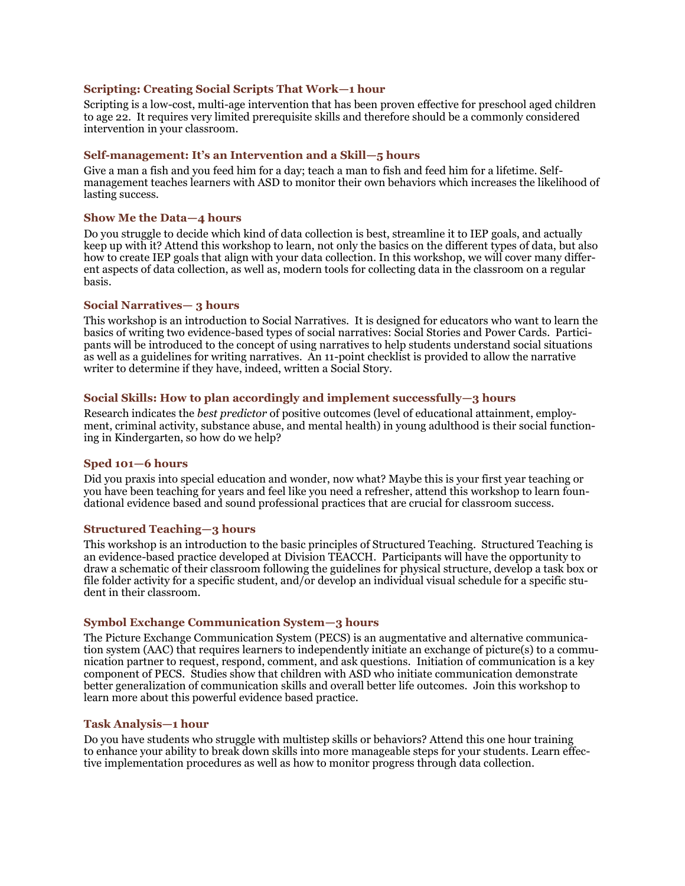### Scripting: Creating Social Scripts That Work—1 hour

Scripting is a low-cost, multi-age intervention that has been proven effective for preschool aged children to age 22. It requires very limited prerequisite skills and therefore should be a commonly considered intervention in your classroom.

### Self-management: It's an Intervention and a Skill—5 hours

Give a man a fish and you feed him for a day; teach a man to fish and feed him for a lifetime. Self-management teaches learners with ASD to monitor their own behaviors which increases the likelihood of lasting success.

### Show Me the Data—4 hours

Do you struggle to decide which kind of data collection is best, streamline it to IEP goals, and actually keep up with it? Attend this workshop to learn, not only the basics on the different types of data, but also how to create IEP goals that align with your data collection. In this workshop, we will cover many different aspects of data collection, as well as, modern tools for collecting data in the classroom on a regular basis.

### Social Narratives— 3 hours

This workshop is an introduction to Social Narratives. It is designed for educators who want to learn the basics of writing two evidence-based types of social narratives: Social Stories and Power Cards. Participants will be introduced to the concept of using narratives to help students understand social situations as well as a guidelines for writing narratives. An 11-point checklist is provided to allow the narrative writer to determine if they have, indeed, written a Social Story.

### Social Skills: How to plan accordingly and implement successfully—3 hours

Research indicates the *best predictor* of positive outcomes (level of educational attainment, employment, criminal activity, substance abuse, and mental health) in young adulthood is their social functioning in Kindergarten, so how do we help?

### Sped 101—6 hours

Did you praxis into special education and wonder, now what? Maybe this is your first year teaching or you have been teaching for years and feel like you need a refresher, attend this workshop to learn foundational evidence based and sound professional practices that are crucial for classroom success.

### Structured Teaching—3 hours

This workshop is an introduction to the basic principles of Structured Teaching. Structured Teaching is an evidence-based practice developed at Division TEACCH. Participants will have the opportunity to draw a schematic of their classroom following the guidelines for physical structure, develop a task box or file folder activity for a specific student, and/or develop an individual visual schedule for a specific student in their classroom.

### Symbol Exchange Communication System—3 hours

The Picture Exchange Communication System (PECS) is an augmentative and alternative communication system (AAC) that requires learners to independently initiate an exchange of picture(s) to a communication partner to request, respond, comment, and ask questions. Initiation of communication is a key component of PECS. Studies show that children with ASD who initiate communication demonstrate better generalization of communication skills and overall better life outcomes. Join this workshop to learn more about this powerful evidence based practice.

### Task Analysis—1 hour

Do you have students who struggle with multistep skills or behaviors? Attend this one hour training to enhance your ability to break down skills into more manageable steps for your students. Learn effective implementation procedures as well as how to monitor progress through data collection.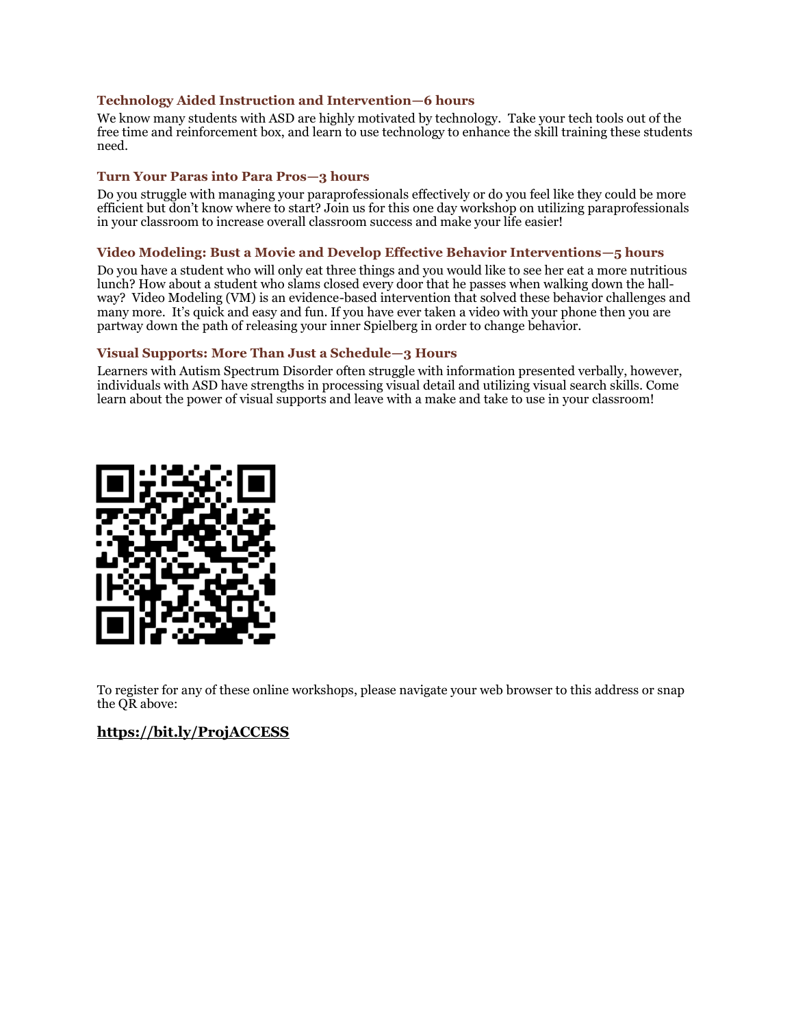### Technology Aided Instruction and Intervention—6 hours

We know many students with ASD are highly motivated by technology. Take your tech tools out of the free time and reinforcement box, and learn to use technology to enhance the skill training these students need.

### Turn Your Paras into Para Pros—3 hours

Do you struggle with managing your paraprofessionals effectively or do you feel like they could be more efficient but don't know where to start? Join us for this one day workshop on utilizing paraprofessionals in your classroom to increase overall classroom success and make your life easier!

### Video Modeling: Bust a Movie and Develop Effective Behavior Interventions—5 hours

Do you have a student who will only eat three things and you would like to see her eat a more nutritious lunch? How about a student who slams closed every door that he passes when walking down the hall-way? Video Modeling (VM) is an evidence-based intervention that solved these behavior challenges and many more. It's quick and easy and fun. If you have ever taken a video with your phone then you are partway down the path of releasing your inner Spielberg in order to change behavior.

### Visual Supports: More Than Just a Schedule—3 Hours

Learners with Autism Spectrum Disorder often struggle with information presented verbally, however, individuals with ASD have strengths in processing visual detail and utilizing visual search skills. Come learn about the power of visual supports and leave with a make and take to use in your classroom!

To register for any of these online workshops, please navigate your web browser to this address or snap the QR above:

**https://bit.ly/ProjACCESS**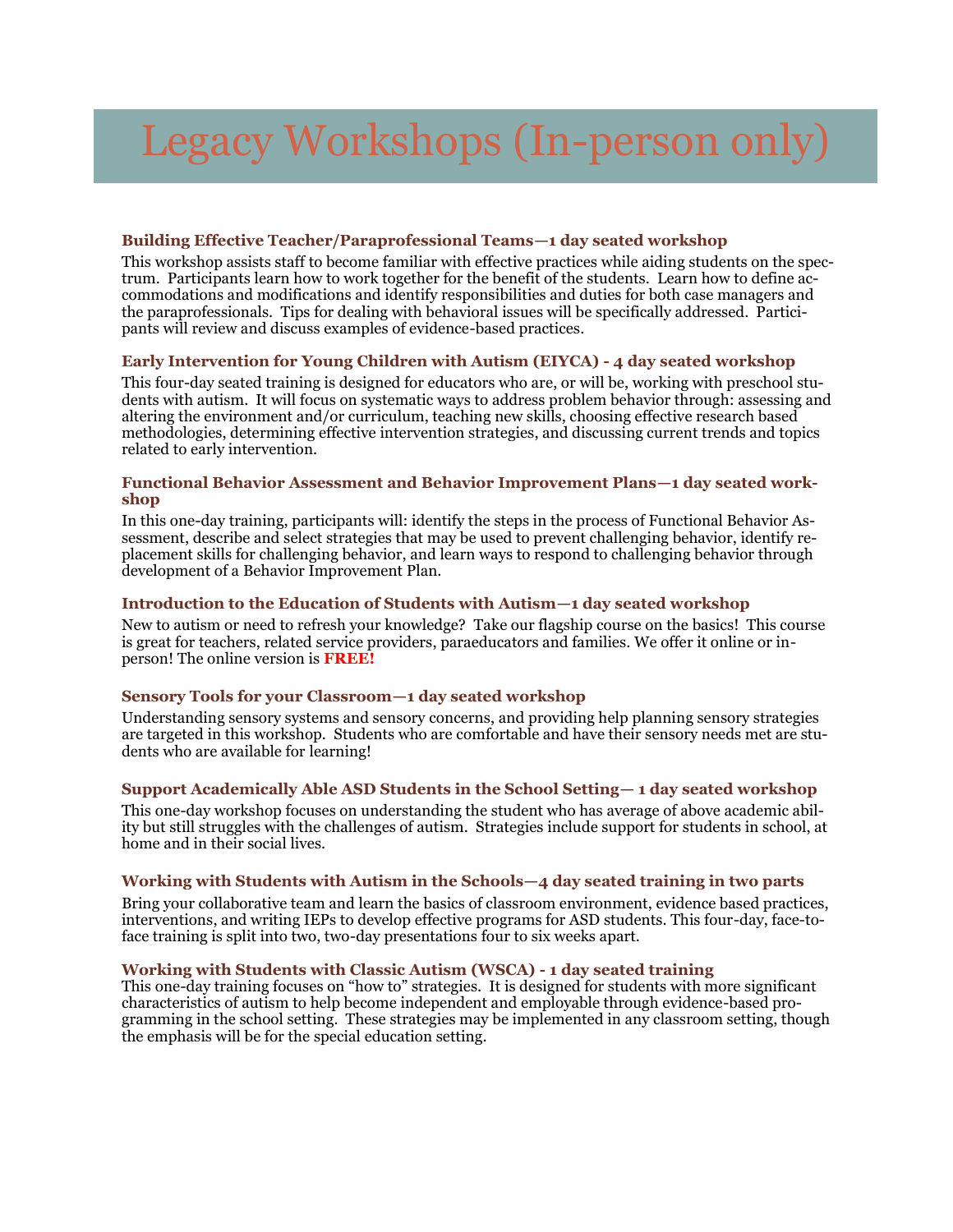# Legacy Workshops (In-person only)

### Building Effective Teacher/Paraprofessional Teams—1 day seated workshop

This workshop assists staff to become familiar with effective practices while aiding students on the spectrum. Participants learn how to work together for the benefit of the students. Learn how to define accommodations and modifications and identify responsibilities and duties for both case managers and the paraprofessionals. Tips for dealing with behavioral issues will be specifically addressed. Participants will review and discuss examples of evidence-based practices.

### Early Intervention for Young Children with Autism (EIYCA) - 4 day seated workshop

This four-day seated training is designed for educators who are, or will be, working with preschool students with autism. It will focus on systematic ways to address problem behavior through: assessing and altering the environment and/or curriculum, teaching new skills, choosing effective research based methodologies, determining effective intervention strategies, and discussing current trends and topics related to early intervention.

### Functional Behavior Assessment and Behavior Improvement Plans—1 day seated workshop

In this one-day training, participants will: identify the steps in the process of Functional Behavior Assessment, describe and select strategies that may be used to prevent challenging behavior, identify replacement skills for challenging behavior, and learn ways to respond to challenging behavior through development of a Behavior Improvement Plan.

### Introduction to the Education of Students with Autism—1 day seated workshop

New to autism or need to refresh your knowledge? Take our flagship course on the basics! This course is great for teachers, related service providers, paraeducators and families. We offer it online or in-person! The online version is **FREE!**

### Sensory Tools for your Classroom—1 day seated workshop

Understanding sensory systems and sensory concerns, and providing help planning sensory strategies are targeted in this workshop. Students who are comfortable and have their sensory needs met are students who are available for learning!

### Support Academically Able ASD Students in the School Setting— 1 day seated workshop

This one-day workshop focuses on understanding the student who has average of above academic ability but still struggles with the challenges of autism. Strategies include support for students in school, at home and in their social lives.

### Working with Students with Autism in the Schools—4 day seated training in two parts

Bring your collaborative team and learn the basics of classroom environment, evidence based practices, interventions, and writing IEPs to develop effective programs for ASD students. This four-day, face-to-face training is split into two, two-day presentations four to six weeks apart.

### Working with Students with Classic Autism (WSCA) - 1 day seated training

This one-day training focuses on "how to" strategies. It is designed for students with more significant characteristics of autism to help become independent and employable through evidence-based programming in the school setting. These strategies may be implemented in any classroom setting, though the emphasis will be for the special education setting.